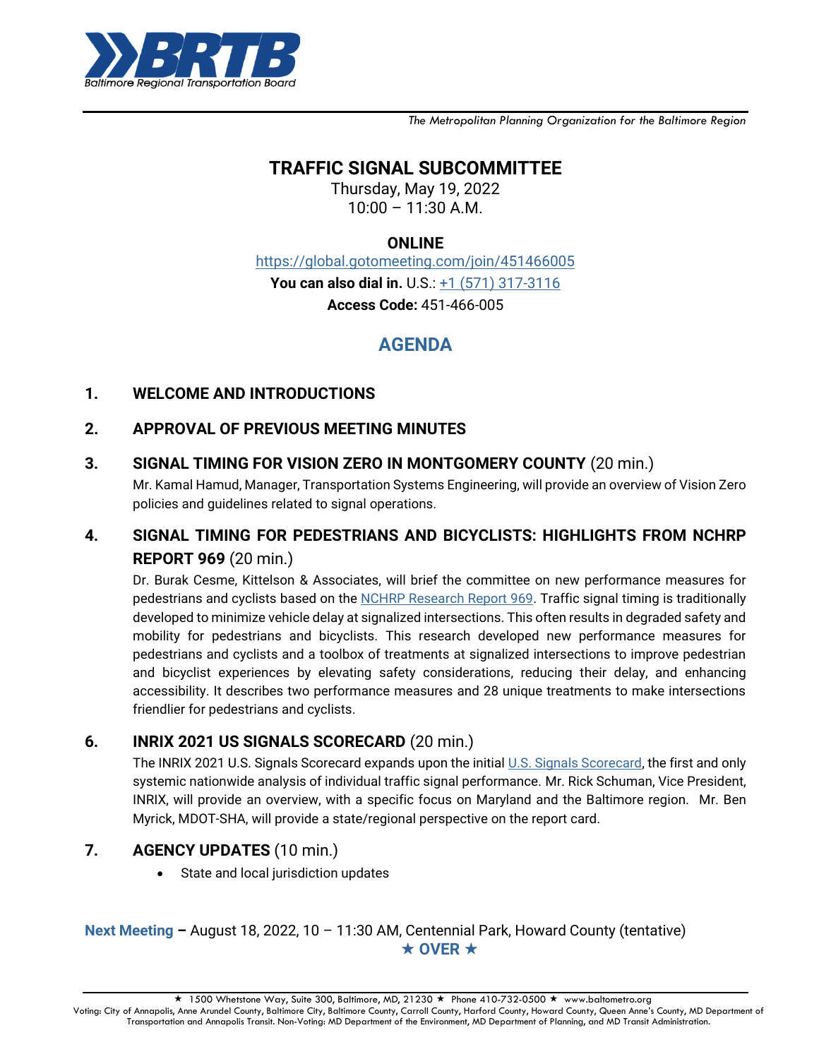**BRTB** Baltimore Regional Transportation Board

*The Metropolitan Planning Organization for the Baltimore Region*

# TRAFFIC SIGNAL SUBCOMMITTEE

Thursday, May 19, 2022
10:00 – 11:30 A.M.

**ONLINE**

https://global.gotomeeting.com/join/451466005

**You can also dial in.** U.S.: +1 (571) 317-3116

**Access Code:** 451-466-005

## AGENDA

**1. WELCOME AND INTRODUCTIONS**

**2. APPROVAL OF PREVIOUS MEETING MINUTES**

**3. SIGNAL TIMING FOR VISION ZERO IN MONTGOMERY COUNTY** (20 min.)

Mr. Kamal Hamud, Manager, Transportation Systems Engineering, will provide an overview of Vision Zero policies and guidelines related to signal operations.

**4. SIGNAL TIMING FOR PEDESTRIANS AND BICYCLISTS: HIGHLIGHTS FROM NCHRP REPORT 969** (20 min.)

Dr. Burak Cesme, Kittelson & Associates, will brief the committee on new performance measures for pedestrians and cyclists based on the NCHRP Research Report 969. Traffic signal timing is traditionally developed to minimize vehicle delay at signalized intersections. This often results in degraded safety and mobility for pedestrians and bicyclists. This research developed new performance measures for pedestrians and cyclists and a toolbox of treatments at signalized intersections to improve pedestrian and bicyclist experiences by elevating safety considerations, reducing their delay, and enhancing accessibility. It describes two performance measures and 28 unique treatments to make intersections friendlier for pedestrians and cyclists.

**6. INRIX 2021 US SIGNALS SCORECARD** (20 min.)

The INRIX 2021 U.S. Signals Scorecard expands upon the initial U.S. Signals Scorecard, the first and only systemic nationwide analysis of individual traffic signal performance. Mr. Rick Schuman, Vice President, INRIX, will provide an overview, with a specific focus on Maryland and the Baltimore region. Mr. Ben Myrick, MDOT-SHA, will provide a state/regional perspective on the report card.

**7. AGENCY UPDATES** (10 min.)

- State and local jurisdiction updates

**Next Meeting –** August 18, 2022, 10 – 11:30 AM, Centennial Park, Howard County (tentative)

★ OVER ★

★ 1500 Whetstone Way, Suite 300, Baltimore, MD, 21230 ★ Phone 410-732-0500 ★ www.baltometro.org

Voting: City of Annapolis, Anne Arundel County, Baltimore City, Baltimore County, Carroll County, Harford County, Howard County, Queen Anne's County, MD Department of Transportation and Annapolis Transit. Non-Voting: MD Department of the Environment, MD Department of Planning, and MD Transit Administration.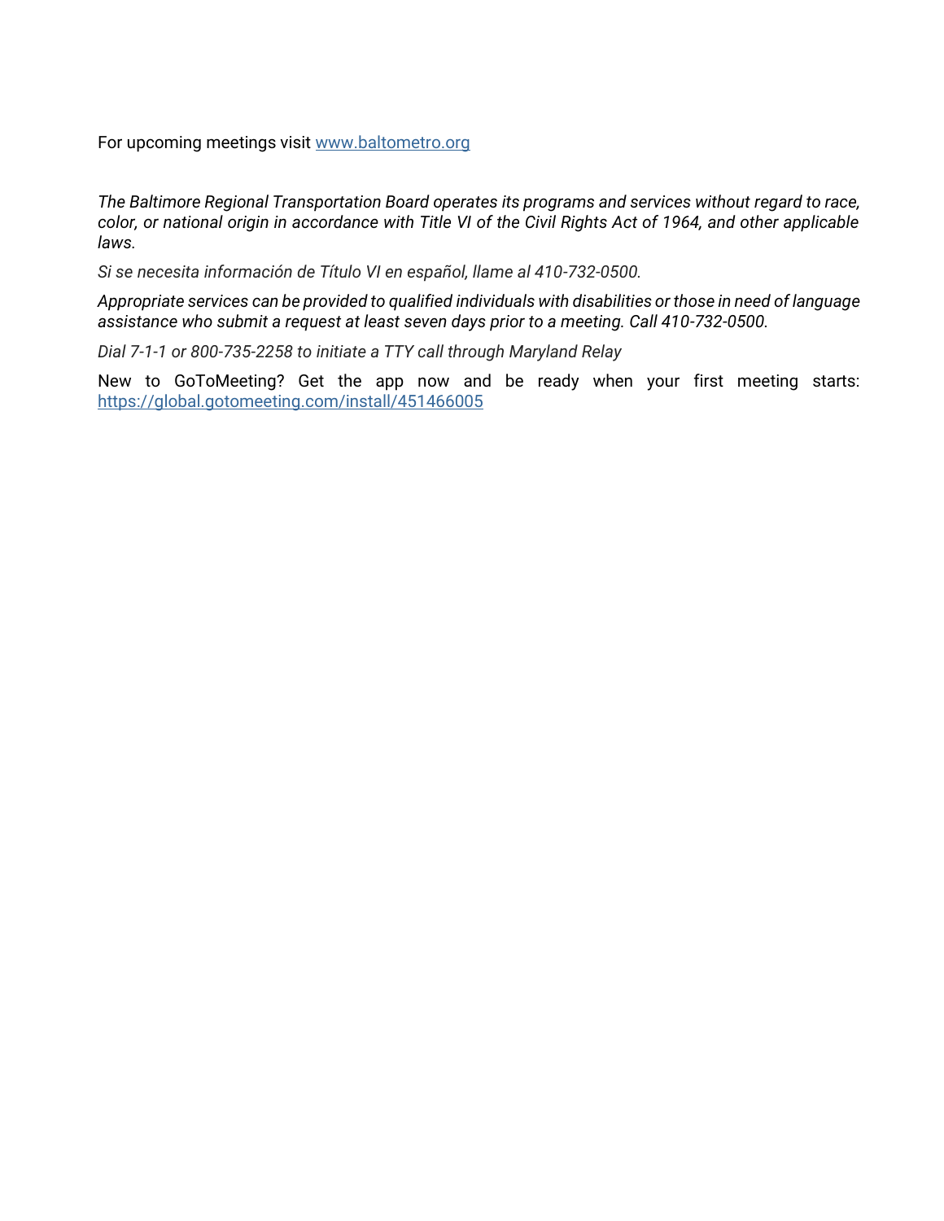For upcoming meetings visit www.baltometro.org

*The Baltimore Regional Transportation Board operates its programs and services without regard to race, color, or national origin in accordance with Title VI of the Civil Rights Act of 1964, and other applicable laws.*

*Si se necesita información de Título VI en español, llame al 410-732-0500.*

*Appropriate services can be provided to qualified individuals with disabilities or those in need of language assistance who submit a request at least seven days prior to a meeting. Call 410-732-0500.*

*Dial 7-1-1 or 800-735-2258 to initiate a TTY call through Maryland Relay*

New to GoToMeeting? Get the app now and be ready when your first meeting starts: https://global.gotomeeting.com/install/451466005